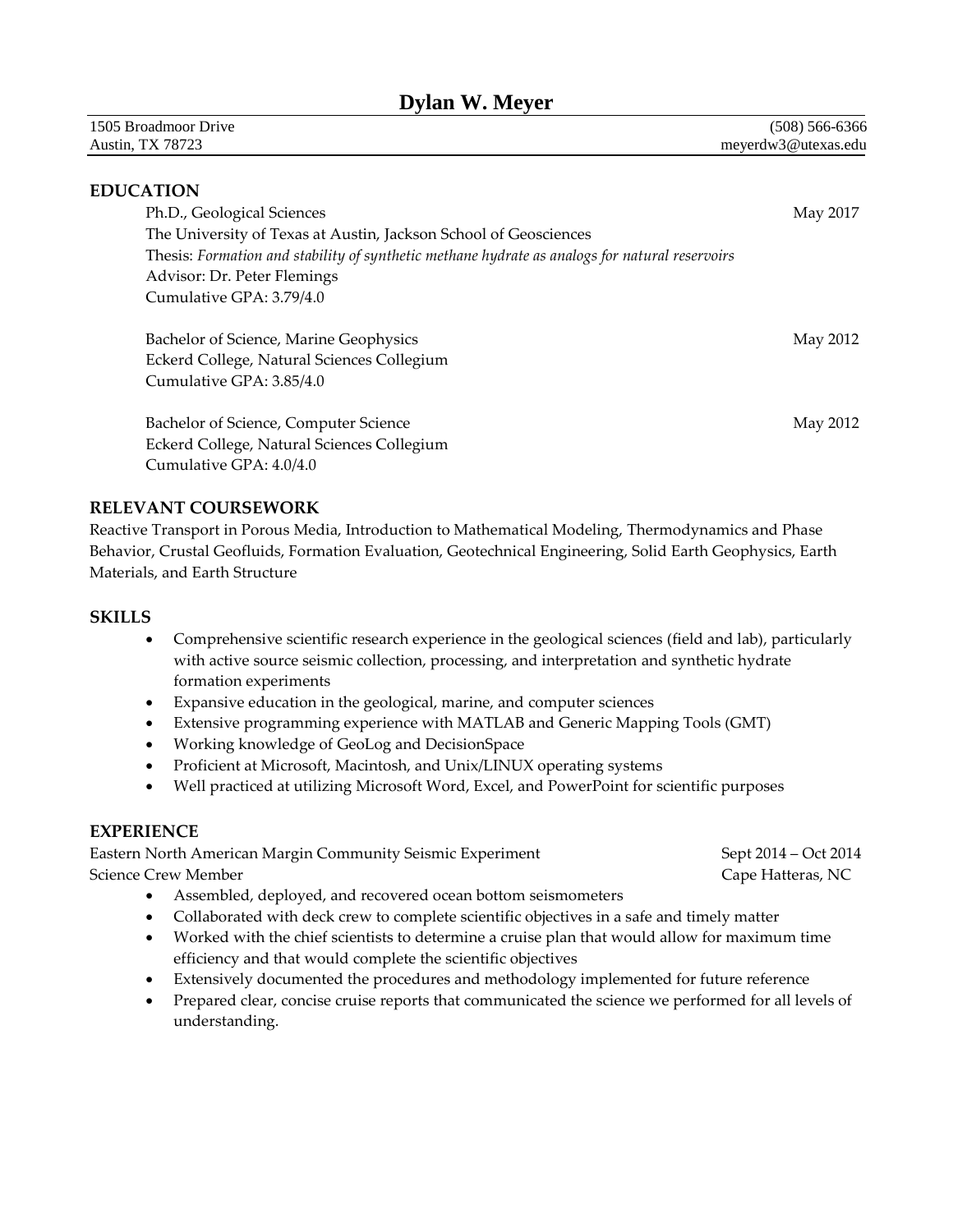# Dylan W. Meyer

1505 Broadmoor Drive
Austin, TX 78723

(508) 566-6366
meyerdw3@utexas.edu

## EDUCATION

Ph.D., Geological Sciences — May 2017
The University of Texas at Austin, Jackson School of Geosciences
Thesis: *Formation and stability of synthetic methane hydrate as analogs for natural reservoirs*
Advisor: Dr. Peter Flemings
Cumulative GPA: 3.79/4.0

Bachelor of Science, Marine Geophysics — May 2012
Eckerd College, Natural Sciences Collegium
Cumulative GPA: 3.85/4.0

Bachelor of Science, Computer Science — May 2012
Eckerd College, Natural Sciences Collegium
Cumulative GPA: 4.0/4.0

## RELEVANT COURSEWORK

Reactive Transport in Porous Media, Introduction to Mathematical Modeling, Thermodynamics and Phase Behavior, Crustal Geofluids, Formation Evaluation, Geotechnical Engineering, Solid Earth Geophysics, Earth Materials, and Earth Structure

## SKILLS

- Comprehensive scientific research experience in the geological sciences (field and lab), particularly with active source seismic collection, processing, and interpretation and synthetic hydrate formation experiments
- Expansive education in the geological, marine, and computer sciences
- Extensive programming experience with MATLAB and Generic Mapping Tools (GMT)
- Working knowledge of GeoLog and DecisionSpace
- Proficient at Microsoft, Macintosh, and Unix/LINUX operating systems
- Well practiced at utilizing Microsoft Word, Excel, and PowerPoint for scientific purposes

## EXPERIENCE

Eastern North American Margin Community Seismic Experiment — Sept 2014 – Oct 2014
Science Crew Member — Cape Hatteras, NC

- Assembled, deployed, and recovered ocean bottom seismometers
- Collaborated with deck crew to complete scientific objectives in a safe and timely matter
- Worked with the chief scientists to determine a cruise plan that would allow for maximum time efficiency and that would complete the scientific objectives
- Extensively documented the procedures and methodology implemented for future reference
- Prepared clear, concise cruise reports that communicated the science we performed for all levels of understanding.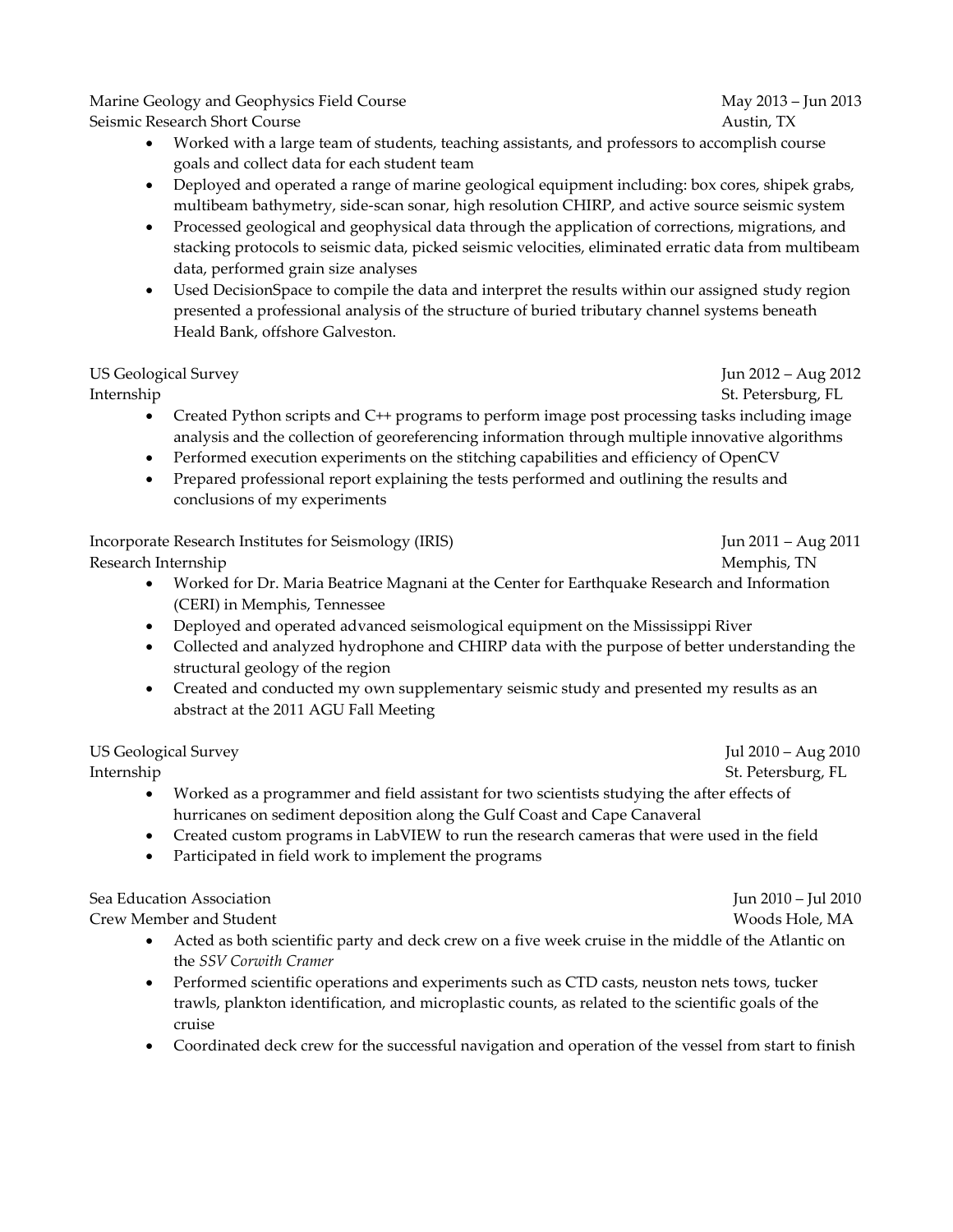Marine Geology and Geophysics Field Course — May 2013 – Jun 2013
Seismic Research Short Course — Austin, TX

- Worked with a large team of students, teaching assistants, and professors to accomplish course goals and collect data for each student team
- Deployed and operated a range of marine geological equipment including: box cores, shipek grabs, multibeam bathymetry, side-scan sonar, high resolution CHIRP, and active source seismic system
- Processed geological and geophysical data through the application of corrections, migrations, and stacking protocols to seismic data, picked seismic velocities, eliminated erratic data from multibeam data, performed grain size analyses
- Used DecisionSpace to compile the data and interpret the results within our assigned study region presented a professional analysis of the structure of buried tributary channel systems beneath Heald Bank, offshore Galveston.

US Geological Survey — Jun 2012 – Aug 2012
Internship — St. Petersburg, FL

- Created Python scripts and C++ programs to perform image post processing tasks including image analysis and the collection of georeferencing information through multiple innovative algorithms
- Performed execution experiments on the stitching capabilities and efficiency of OpenCV
- Prepared professional report explaining the tests performed and outlining the results and conclusions of my experiments

Incorporate Research Institutes for Seismology (IRIS) — Jun 2011 – Aug 2011
Research Internship — Memphis, TN

- Worked for Dr. Maria Beatrice Magnani at the Center for Earthquake Research and Information (CERI) in Memphis, Tennessee
- Deployed and operated advanced seismological equipment on the Mississippi River
- Collected and analyzed hydrophone and CHIRP data with the purpose of better understanding the structural geology of the region
- Created and conducted my own supplementary seismic study and presented my results as an abstract at the 2011 AGU Fall Meeting

US Geological Survey — Jul 2010 – Aug 2010
Internship — St. Petersburg, FL

- Worked as a programmer and field assistant for two scientists studying the after effects of hurricanes on sediment deposition along the Gulf Coast and Cape Canaveral
- Created custom programs in LabVIEW to run the research cameras that were used in the field
- Participated in field work to implement the programs

Sea Education Association — Jun 2010 – Jul 2010
Crew Member and Student — Woods Hole, MA

- Acted as both scientific party and deck crew on a five week cruise in the middle of the Atlantic on the *SSV Corwith Cramer*
- Performed scientific operations and experiments such as CTD casts, neuston nets tows, tucker trawls, plankton identification, and microplastic counts, as related to the scientific goals of the cruise
- Coordinated deck crew for the successful navigation and operation of the vessel from start to finish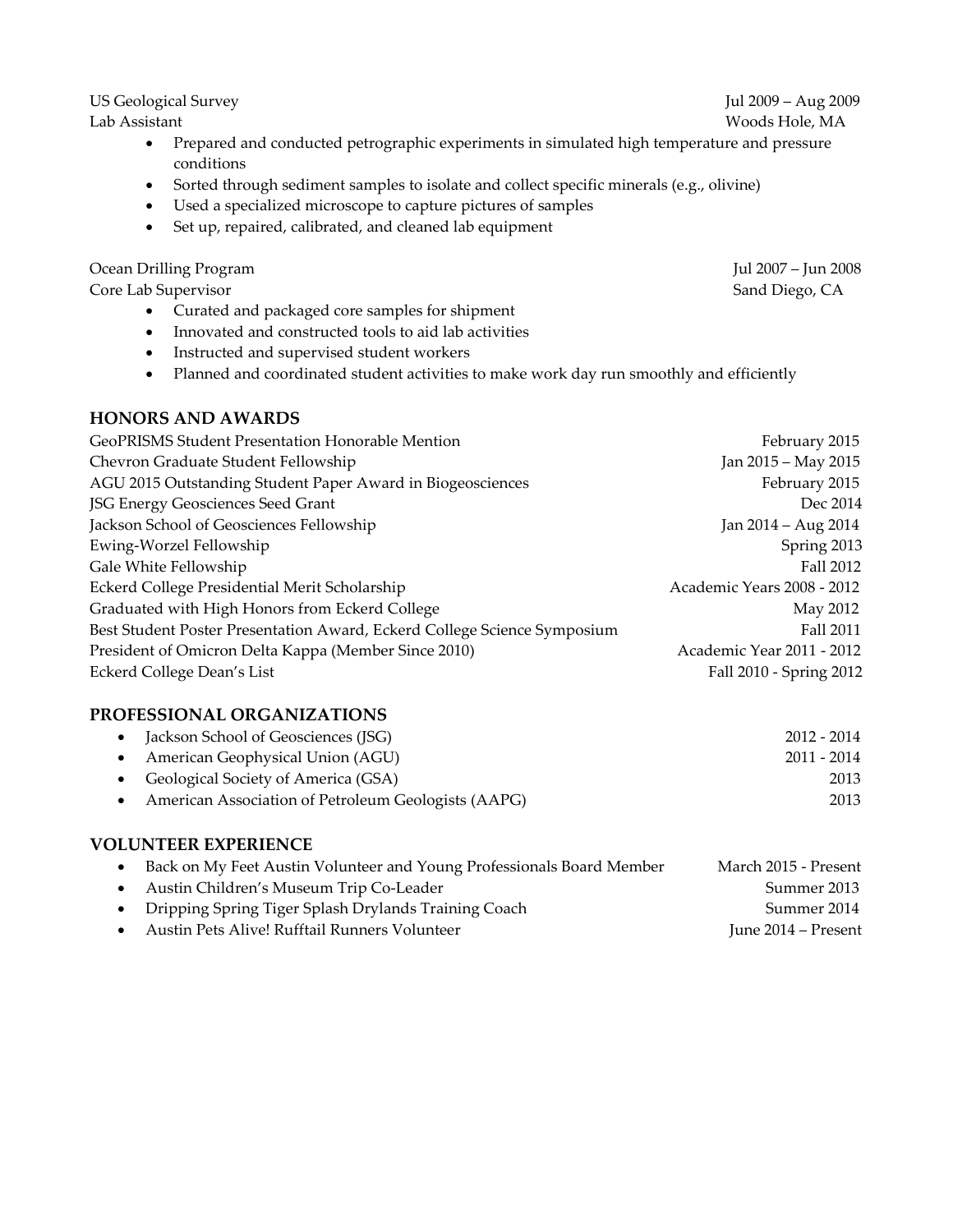US Geological Survey — Jul 2009 – Aug 2009
Lab Assistant — Woods Hole, MA

- Prepared and conducted petrographic experiments in simulated high temperature and pressure conditions
- Sorted through sediment samples to isolate and collect specific minerals (e.g., olivine)
- Used a specialized microscope to capture pictures of samples
- Set up, repaired, calibrated, and cleaned lab equipment

Ocean Drilling Program — Jul 2007 – Jun 2008
Core Lab Supervisor — Sand Diego, CA

- Curated and packaged core samples for shipment
- Innovated and constructed tools to aid lab activities
- Instructed and supervised student workers
- Planned and coordinated student activities to make work day run smoothly and efficiently

## HONORS AND AWARDS

| | |
|---|---|
| GeoPRISMS Student Presentation Honorable Mention | February 2015 |
| Chevron Graduate Student Fellowship | Jan 2015 – May 2015 |
| AGU 2015 Outstanding Student Paper Award in Biogeosciences | February 2015 |
| JSG Energy Geosciences Seed Grant | Dec 2014 |
| Jackson School of Geosciences Fellowship | Jan 2014 – Aug 2014 |
| Ewing-Worzel Fellowship | Spring 2013 |
| Gale White Fellowship | Fall 2012 |
| Eckerd College Presidential Merit Scholarship | Academic Years 2008 - 2012 |
| Graduated with High Honors from Eckerd College | May 2012 |
| Best Student Poster Presentation Award, Eckerd College Science Symposium | Fall 2011 |
| President of Omicron Delta Kappa (Member Since 2010) | Academic Year 2011 - 2012 |
| Eckerd College Dean's List | Fall 2010 - Spring 2012 |

## PROFESSIONAL ORGANIZATIONS

- Jackson School of Geosciences (JSG) — 2012 - 2014
- American Geophysical Union (AGU) — 2011 - 2014
- Geological Society of America (GSA) — 2013
- American Association of Petroleum Geologists (AAPG) — 2013

## VOLUNTEER EXPERIENCE

- Back on My Feet Austin Volunteer and Young Professionals Board Member — March 2015 - Present
- Austin Children's Museum Trip Co-Leader — Summer 2013
- Dripping Spring Tiger Splash Drylands Training Coach — Summer 2014
- Austin Pets Alive! Rufftail Runners Volunteer — June 2014 – Present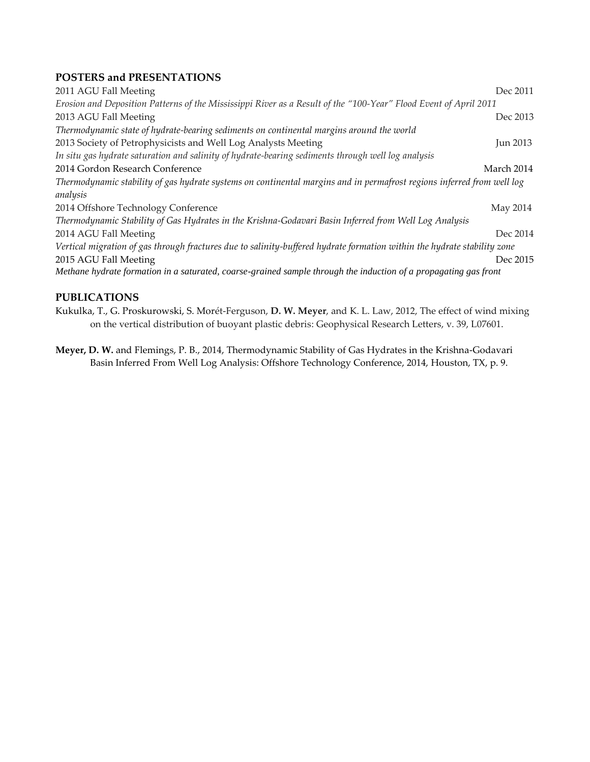## POSTERS and PRESENTATIONS

2011 AGU Fall Meeting — Dec 2011
*Erosion and Deposition Patterns of the Mississippi River as a Result of the "100-Year" Flood Event of April 2011*

2013 AGU Fall Meeting — Dec 2013
*Thermodynamic state of hydrate-bearing sediments on continental margins around the world*

2013 Society of Petrophysicists and Well Log Analysts Meeting — Jun 2013
*In situ gas hydrate saturation and salinity of hydrate-bearing sediments through well log analysis*

2014 Gordon Research Conference — March 2014
*Thermodynamic stability of gas hydrate systems on continental margins and in permafrost regions inferred from well log analysis*

2014 Offshore Technology Conference — May 2014
*Thermodynamic Stability of Gas Hydrates in the Krishna-Godavari Basin Inferred from Well Log Analysis*

2014 AGU Fall Meeting — Dec 2014
*Vertical migration of gas through fractures due to salinity-buffered hydrate formation within the hydrate stability zone*

2015 AGU Fall Meeting — Dec 2015
*Methane hydrate formation in a saturated, coarse-grained sample through the induction of a propagating gas front*

## PUBLICATIONS

Kukulka, T., G. Proskurowski, S. Morét-Ferguson, **D. W. Meyer**, and K. L. Law, 2012, The effect of wind mixing on the vertical distribution of buoyant plastic debris: Geophysical Research Letters, v. 39, L07601.

**Meyer, D. W.** and Flemings, P. B., 2014, Thermodynamic Stability of Gas Hydrates in the Krishna-Godavari Basin Inferred From Well Log Analysis: Offshore Technology Conference, 2014, Houston, TX, p. 9.